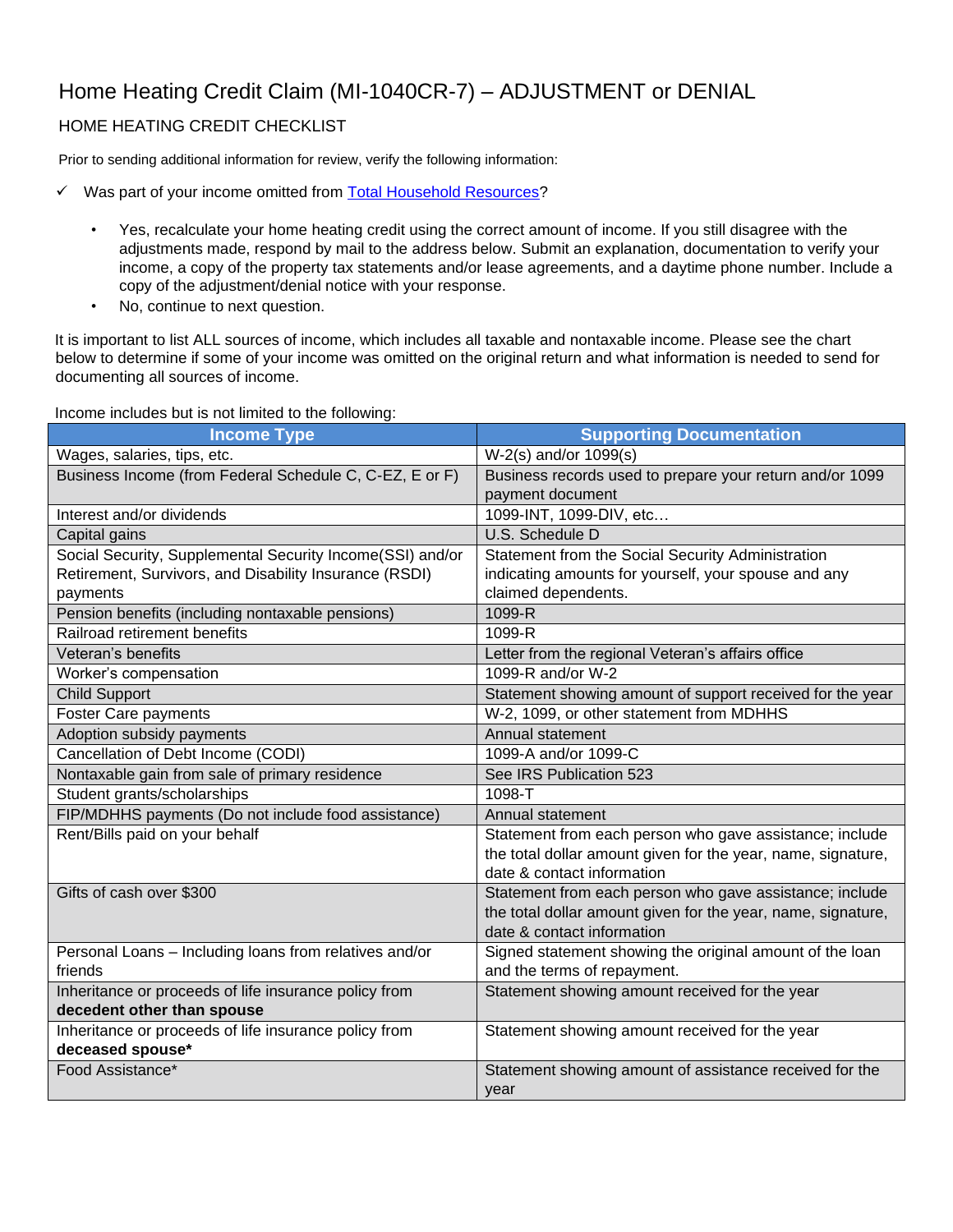# Home Heating Credit Claim (MI-1040CR-7) – ADJUSTMENT or DENIAL

## HOME HEATING CREDIT CHECKLIST

Prior to sending additional information for review, verify the following information:

✓ Was part of your income omitted from [Total Household Resources]?

- Yes, recalculate your home heating credit using the correct amount of income. If you still disagree with the adjustments made, respond by mail to the address below. Submit an explanation, documentation to verify your income, a copy of the property tax statements and/or lease agreements, and a daytime phone number. Include a copy of the adjustment/denial notice with your response.
- No, continue to next question.

It is important to list ALL sources of income, which includes all taxable and nontaxable income. Please see the chart below to determine if some of your income was omitted on the original return and what information is needed to send for documenting all sources of income.

Income includes but is not limited to the following:

| Income Type | Supporting Documentation |
|---|---|
| Wages, salaries, tips, etc. | W-2(s) and/or 1099(s) |
| Business Income (from Federal Schedule C, C-EZ, E or F) | Business records used to prepare your return and/or 1099 payment document |
| Interest and/or dividends | 1099-INT, 1099-DIV, etc… |
| Capital gains | U.S. Schedule D |
| Social Security, Supplemental Security Income(SSI) and/or Retirement, Survivors, and Disability Insurance (RSDI) payments | Statement from the Social Security Administration indicating amounts for yourself, your spouse and any claimed dependents. |
| Pension benefits (including nontaxable pensions) | 1099-R |
| Railroad retirement benefits | 1099-R |
| Veteran's benefits | Letter from the regional Veteran's affairs office |
| Worker's compensation | 1099-R and/or W-2 |
| Child Support | Statement showing amount of support received for the year |
| Foster Care payments | W-2, 1099, or other statement from MDHHS |
| Adoption subsidy payments | Annual statement |
| Cancellation of Debt Income (CODI) | 1099-A and/or 1099-C |
| Nontaxable gain from sale of primary residence | See IRS Publication 523 |
| Student grants/scholarships | 1098-T |
| FIP/MDHHS payments (Do not include food assistance) | Annual statement |
| Rent/Bills paid on your behalf | Statement from each person who gave assistance; include the total dollar amount given for the year, name, signature, date & contact information |
| Gifts of cash over $300 | Statement from each person who gave assistance; include the total dollar amount given for the year, name, signature, date & contact information |
| Personal Loans – Including loans from relatives and/or friends | Signed statement showing the original amount of the loan and the terms of repayment. |
| Inheritance or proceeds of life insurance policy from **decedent other than spouse** | Statement showing amount received for the year |
| Inheritance or proceeds of life insurance policy from **deceased spouse*** | Statement showing amount received for the year |
| Food Assistance* | Statement showing amount of assistance received for the year |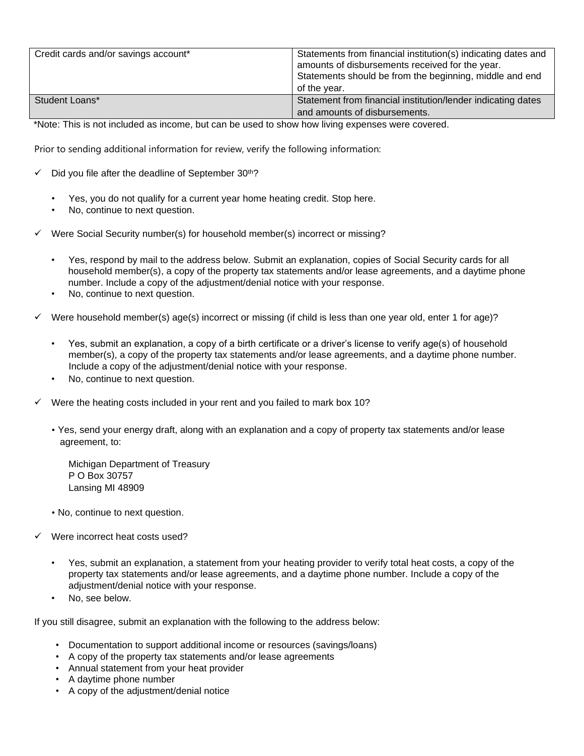| | |
|---|---|
| Credit cards and/or savings account* | Statements from financial institution(s) indicating dates and amounts of disbursements received for the year. Statements should be from the beginning, middle and end of the year. |
| Student Loans* | Statement from financial institution/lender indicating dates and amounts of disbursements. |

*Note: This is not included as income, but can be used to show how living expenses were covered.

Prior to sending additional information for review, verify the following information:

- ✓ Did you file after the deadline of September 30th?
  - Yes, you do not qualify for a current year home heating credit. Stop here.
  - No, continue to next question.

- ✓ Were Social Security number(s) for household member(s) incorrect or missing?
  - Yes, respond by mail to the address below. Submit an explanation, copies of Social Security cards for all household member(s), a copy of the property tax statements and/or lease agreements, and a daytime phone number. Include a copy of the adjustment/denial notice with your response.
  - No, continue to next question.

- ✓ Were household member(s) age(s) incorrect or missing (if child is less than one year old, enter 1 for age)?
  - Yes, submit an explanation, a copy of a birth certificate or a driver's license to verify age(s) of household member(s), a copy of the property tax statements and/or lease agreements, and a daytime phone number. Include a copy of the adjustment/denial notice with your response.
  - No, continue to next question.

- ✓ Were the heating costs included in your rent and you failed to mark box 10?
  - Yes, send your energy draft, along with an explanation and a copy of property tax statements and/or lease agreement, to:

    Michigan Department of Treasury
    P O Box 30757
    Lansing MI 48909

  - No, continue to next question.

- ✓ Were incorrect heat costs used?
  - Yes, submit an explanation, a statement from your heating provider to verify total heat costs, a copy of the property tax statements and/or lease agreements, and a daytime phone number. Include a copy of the adjustment/denial notice with your response.
  - No, see below.

If you still disagree, submit an explanation with the following to the address below:

- Documentation to support additional income or resources (savings/loans)
- A copy of the property tax statements and/or lease agreements
- Annual statement from your heat provider
- A daytime phone number
- A copy of the adjustment/denial notice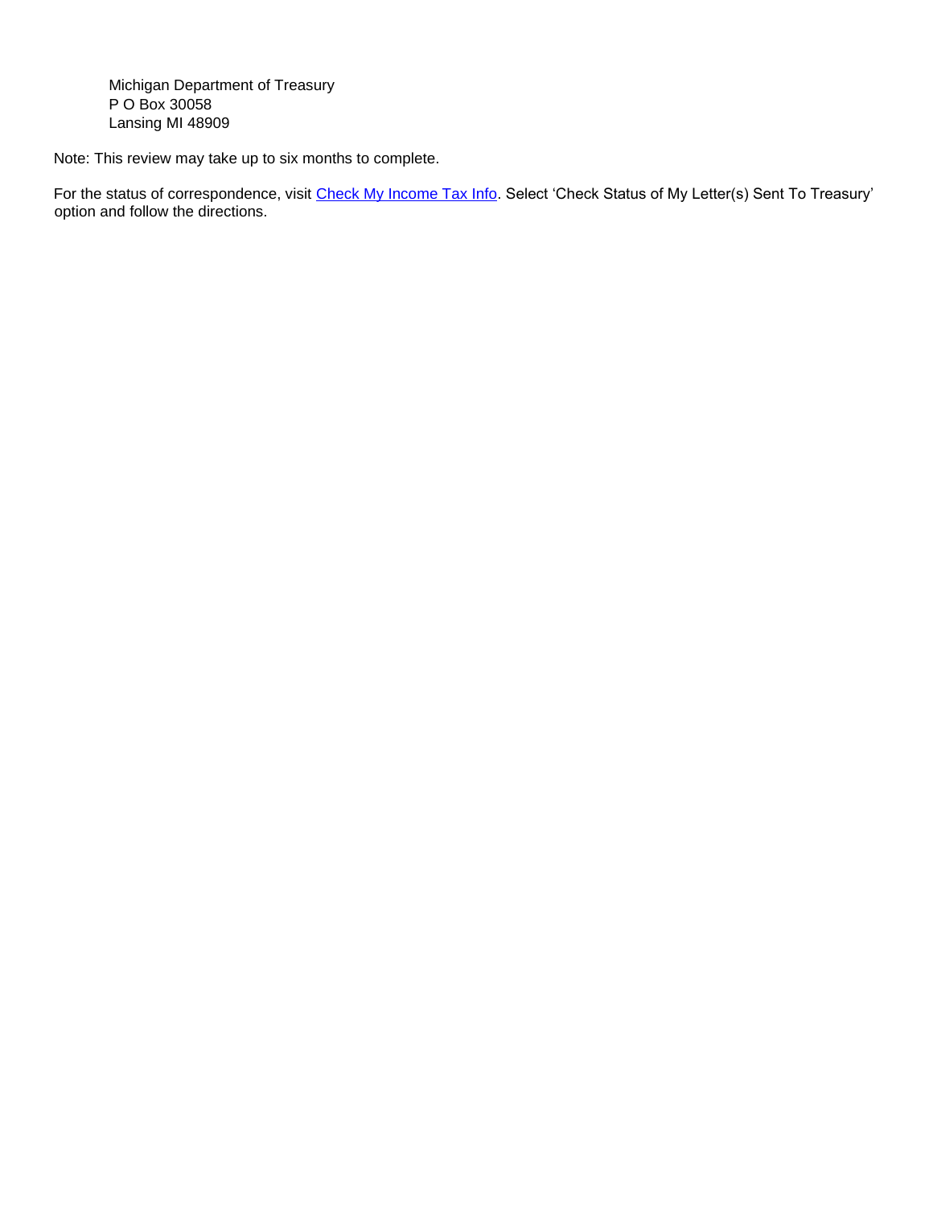Michigan Department of Treasury  
P O Box 30058  
Lansing MI 48909

Note: This review may take up to six months to complete.

For the status of correspondence, visit Check My Income Tax Info. Select 'Check Status of My Letter(s) Sent To Treasury' option and follow the directions.